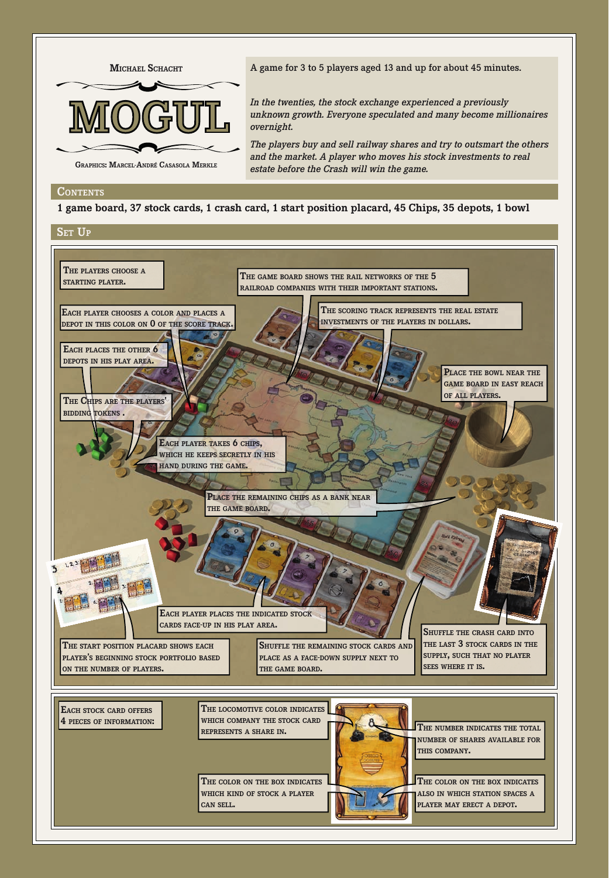Michael Schacht

# MOGUL

Graphics: Marcel-André Casasola Merkle

A game for 3 to 5 players aged 13 and up for about 45 minutes.

*In the twenties, the stock exchange experienced a previously unknown growth. Everyone speculated and many become millionaires overnight.*

*The players buy and sell railway shares and try to outsmart the others and the market. A player who moves his stock investments to real estate before the Crash will win the game.*

## Contents

**1 game board, 37 stock cards, 1 crash card, 1 start position placard, 45 Chips, 35 depots, 1 bowl**

## Set Up

The players choose a starting player.

The game board shows the rail networks of the 5 railroad companies with their important stations.

Each player chooses a color and places a depot in this color on 0 of the score track.

The scoring track represents the real estate investments of the players in dollars.

Each places the other 6 depots in his play area.

Place the bowl near the game board in easy reach of all players.

The Chips are the players' bidding tokens.

Each player takes 6 chips, which he keeps secretly in his hand during the game.

Place the remaining chips as a bank near the game board.

Each player places the indicated stock cards face-up in his play area.

The start position placard shows each player's beginning stock portfolio based on the number of players.

Shuffle the remaining stock cards and place as a face-down supply next to the game board.

Shuffle the crash card into the last 3 stock cards in the supply, such that no player sees where it is.

Each stock card offers 4 pieces of information:

- The locomotive color indicates which company the stock card represents a share in.
- The number indicates the total number of shares available for this company.
- The color on the box indicates which kind of stock a player can sell.
- The color on the box indicates also in which station spaces a player may erect a depot.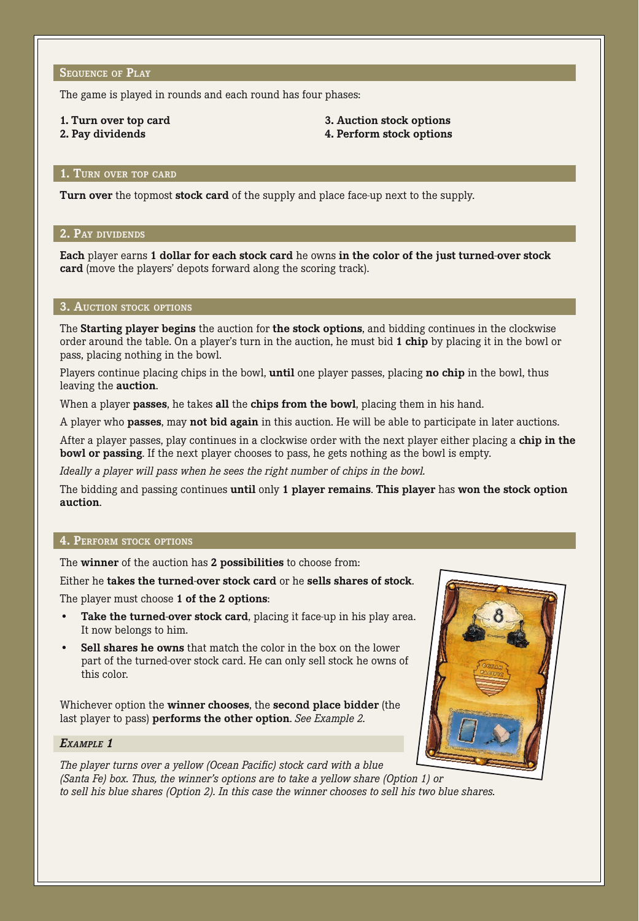## Sequence of Play

The game is played in rounds and each round has four phases:

**1. Turn over top card**
**2. Pay dividends**
**3. Auction stock options**
**4. Perform stock options**

## 1. Turn over top card

**Turn over** the topmost **stock card** of the supply and place face-up next to the supply.

## 2. Pay dividends

**Each** player earns **1 dollar for each stock card** he owns **in the color of the just turned-over stock card** (move the players' depots forward along the scoring track).

## 3. Auction stock options

The **Starting player begins** the auction for **the stock options**, and bidding continues in the clockwise order around the table. On a player's turn in the auction, he must bid **1 chip** by placing it in the bowl or pass, placing nothing in the bowl.

Players continue placing chips in the bowl, **until** one player passes, placing **no chip** in the bowl, thus leaving the **auction**.

When a player **passes**, he takes **all** the **chips from the bowl**, placing them in his hand.

A player who **passes**, may **not bid again** in this auction. He will be able to participate in later auctions.

After a player passes, play continues in a clockwise order with the next player either placing a **chip in the bowl or passing**. If the next player chooses to pass, he gets nothing as the bowl is empty.

*Ideally a player will pass when he sees the right number of chips in the bowl.*

The bidding and passing continues **until** only **1 player remains**. **This player** has **won the stock option auction**.

## 4. Perform stock options

The **winner** of the auction has **2 possibilities** to choose from:

Either he **takes the turned-over stock card** or he **sells shares of stock**.

The player must choose **1 of the 2 options**:

- **Take the turned-over stock card**, placing it face-up in his play area. It now belongs to him.
- **Sell shares he owns** that match the color in the box on the lower part of the turned-over stock card. He can only sell stock he owns of this color.

Whichever option the **winner chooses**, the **second place bidder** (the last player to pass) **performs the other option**. *See Example 2.*

### *Example 1*

*The player turns over a yellow (Ocean Pacific) stock card with a blue (Santa Fe) box. Thus, the winner's options are to take a yellow share (Option 1) or to sell his blue shares (Option 2). In this case the winner chooses to sell his two blue shares.*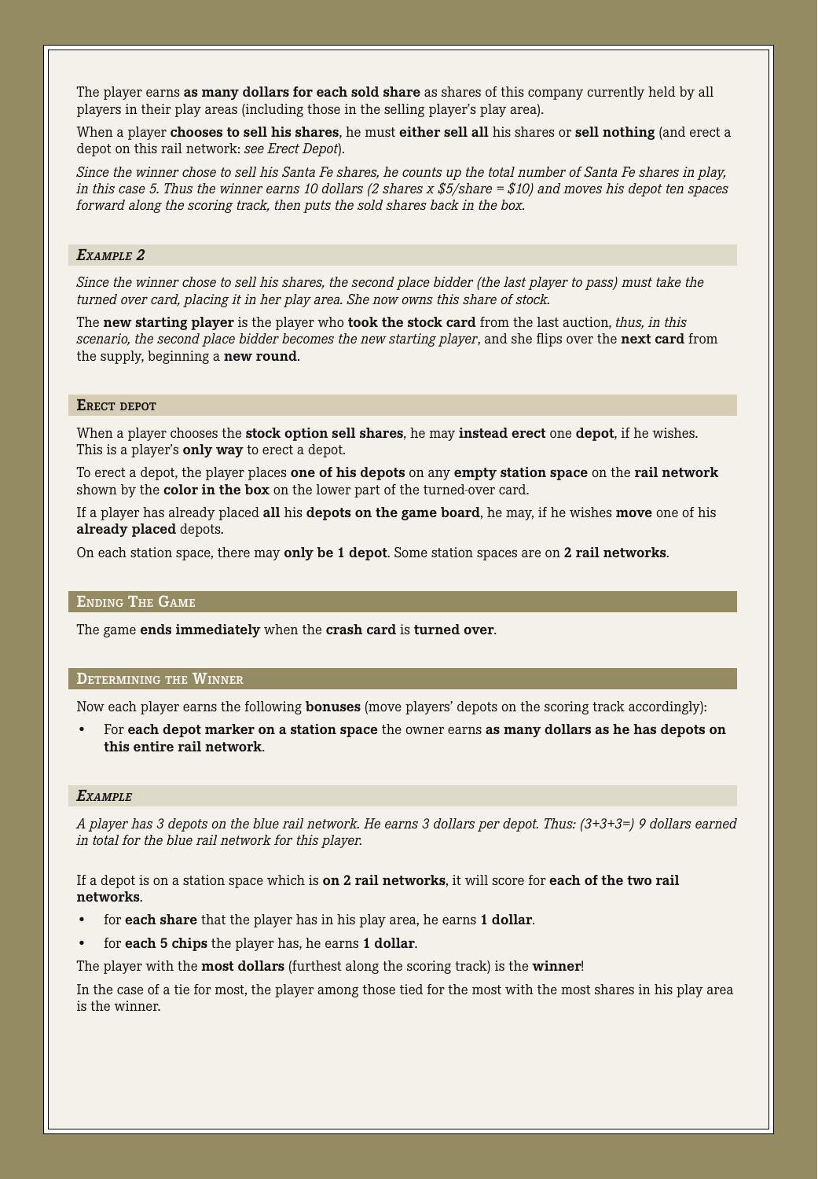The player earns **as many dollars for each sold share** as shares of this company currently held by all players in their play areas (including those in the selling player's play area).

When a player **chooses to sell his shares**, he must **either sell all** his shares or **sell nothing** (and erect a depot on this rail network: *see Erect Depot*).

*Since the winner chose to sell his Santa Fe shares, he counts up the total number of Santa Fe shares in play, in this case 5. Thus the winner earns 10 dollars (2 shares x $5/share = $10) and moves his depot ten spaces forward along the scoring track, then puts the sold shares back in the box.*

### *Example 2*

*Since the winner chose to sell his shares, the second place bidder (the last player to pass) must take the turned over card, placing it in her play area. She now owns this share of stock.*

The **new starting player** is the player who **took the stock card** from the last auction, *thus, in this scenario, the second place bidder becomes the new starting player*, and she flips over the **next card** from the supply, beginning a **new round**.

## Erect depot

When a player chooses the **stock option sell shares**, he may **instead erect** one **depot**, if he wishes. This is a player's **only way** to erect a depot.

To erect a depot, the player places **one of his depots** on any **empty station space** on the **rail network** shown by the **color in the box** on the lower part of the turned-over card.

If a player has already placed **all** his **depots on the game board**, he may, if he wishes **move** one of his **already placed** depots.

On each station space, there may **only be 1 depot**. Some station spaces are on **2 rail networks**.

## Ending The Game

The game **ends immediately** when the **crash card** is **turned over**.

## Determining the Winner

Now each player earns the following **bonuses** (move players' depots on the scoring track accordingly):

- For **each depot marker on a station space** the owner earns **as many dollars as he has depots on this entire rail network**.

### *Example*

*A player has 3 depots on the blue rail network. He earns 3 dollars per depot. Thus: (3+3+3=) 9 dollars earned in total for the blue rail network for this player.*

If a depot is on a station space which is **on 2 rail networks**, it will score for **each of the two rail networks**.

- for **each share** that the player has in his play area, he earns **1 dollar**.
- for **each 5 chips** the player has, he earns **1 dollar**.

The player with the **most dollars** (furthest along the scoring track) is the **winner**!

In the case of a tie for most, the player among those tied for the most with the most shares in his play area is the winner.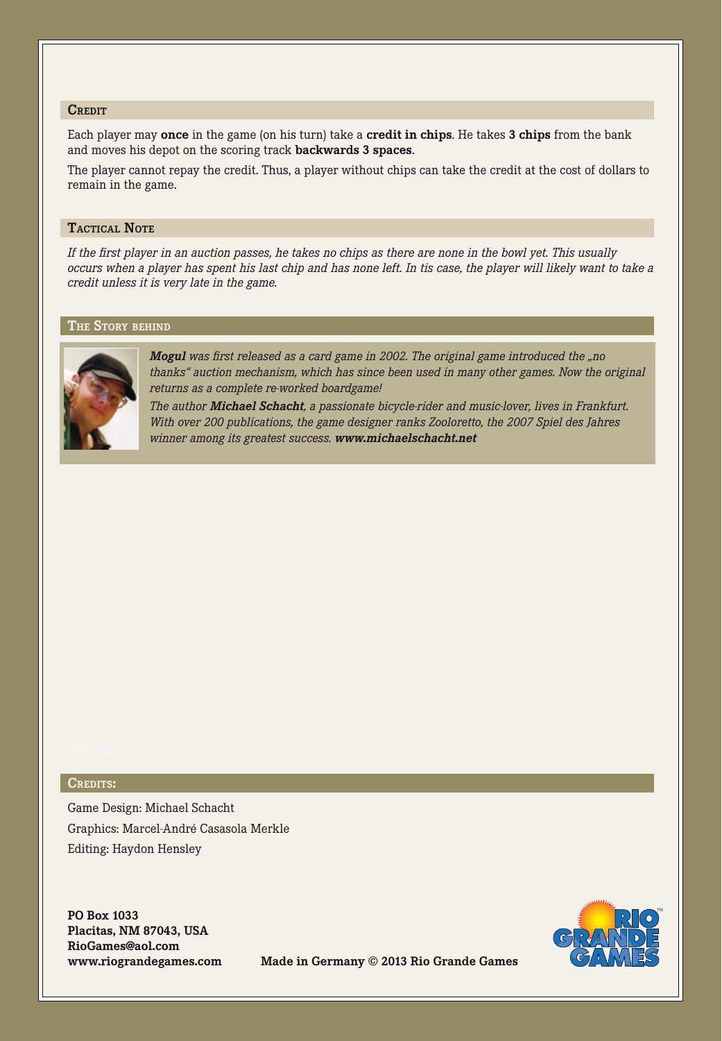## Credit

Each player may **once** in the game (on his turn) take a **credit in chips**. He takes **3 chips** from the bank and moves his depot on the scoring track **backwards 3 spaces**.

The player cannot repay the credit. Thus, a player without chips can take the credit at the cost of dollars to remain in the game.

## Tactical Note

*If the first player in an auction passes, he takes no chips as there are none in the bowl yet. This usually occurs when a player has spent his last chip and has none left. In tis case, the player will likely want to take a credit unless it is very late in the game.*

## The Story behind

***Mogul** was first released as a card game in 2002. The original game introduced the „no thanks" auction mechanism, which has since been used in many other games. Now the original returns as a complete re-worked boardgame!*

*The author **Michael Schacht**, a passionate bicycle-rider and music-lover, lives in Frankfurt. With over 200 publications, the game designer ranks Zooloretto, the 2007 Spiel des Jahres winner among its greatest success. **www.michaelschacht.net***

## Credits:

Game Design: Michael Schacht

Graphics: Marcel-André Casasola Merkle

Editing: Haydon Hensley

**PO Box 1033**
**Placitas, NM 87043, USA**
**RioGames@aol.com**
**www.riograndegames.com**

**Made in Germany © 2013 Rio Grande Games**

RIO GRANDE GAMES™